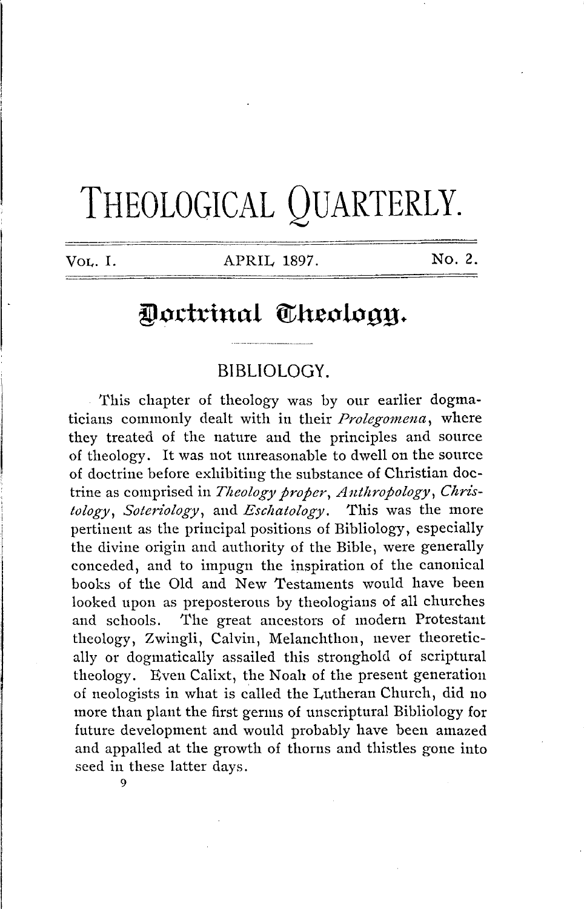# THEOLOGICAL QUARTERLY.

VOL. I. APRIL 1897. No. 2.

## Doctrinal Theology.

### BIBLIOLOGY.

This chapter of theology was by our earlier dogmaticians commonly dealt with in their *Prolegomena*, where they treated of the nature and the principles and source of theology. It was not unreasonable to dwell on the source of doctrine before exhibiting the substance of Christian doctrine as comprised in *Theology proper*, *Anthropology*, *Christology*, *Soteriology*, and *Eschatology*. This was the more pertinent as the principal positions of Bibliology, especially the divine origin and authority of the Bible, were generally conceded, and to impugn the inspiration of the canonical books of the Old and New Testaments would have been looked upon as preposterous by theologians of all churches and schools. The great ancestors of modern Protestant theology, Zwingli, Calvin, Melanchthon, never theoretically or dogmatically assailed this stronghold of scriptural theology. Even Calixt, the Noah of the present generation of neologists in what is called the Lutheran Church, did no more than plant the first germs of unscriptural Bibliology for future development and would probably have been amazed and appalled at the growth of thorns and thistles gone into seed in these latter days.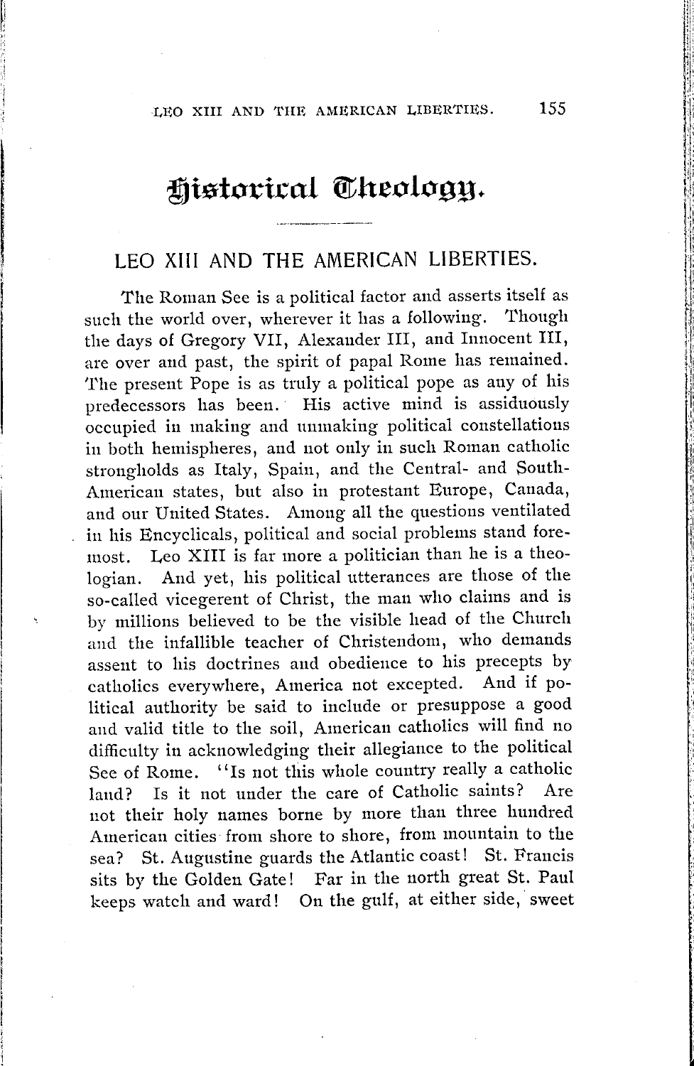# Historical Theology.

## LEO XIII AND THE AMERICAN LIBERTIES.

The Roman See is a political factor and asserts itself as such the world over, wherever it has a following. Though the days of Gregory VII, Alexander III, and Innocent III, are over and past, the spirit of papal Rome has remained. The present Pope is as truly a political pope as any of his predecessors has been. His active mind is assiduously occupied in making and unmaking political constellations in both hemispheres, and not only in such Roman catholic strongholds as Italy, Spain, and the Central- and South-American states, but also in protestant Europe, Canada, and our United States. Among all the questions ventilated in his Encyclicals, political and social problems stand foremost. Leo XIII is far more a politician than he is a theologian. And yet, his political utterances are those of the so-called vicegerent of Christ, the man who claims and is by millions believed to be the visible head of the Church and the infallible teacher of Christendom, who demands assent to his doctrines and obedience to his precepts by catholics everywhere, America not excepted. And if political authority be said to include or presuppose a good and valid title to the soil, American catholics will find no difficulty in acknowledging their allegiance to the political See of Rome. "Is not this whole country really a catholic land? Is it not under the care of Catholic saints? Are not their holy names borne by more than three hundred American cities from shore to shore, from mountain to the sea? St. Augustine guards the Atlantic coast! St. Francis sits by the Golden Gate! Far in the north great St. Paul keeps watch and ward! On the gulf, at either side, sweet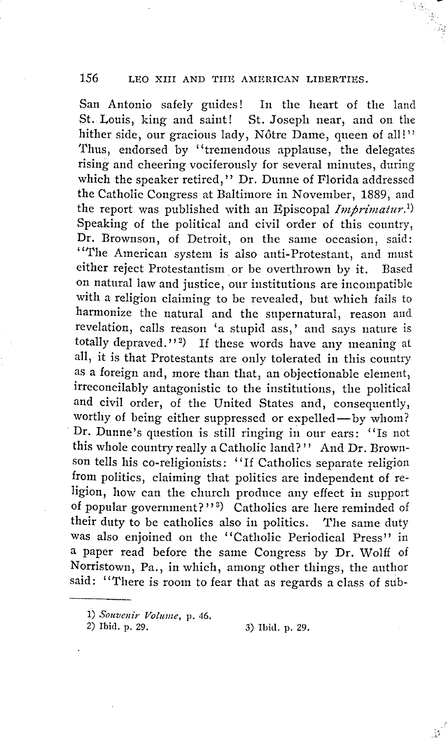San Antonio safely guides! In the heart of the land St. Louis, king and saint! St. Joseph near, and on the hither side, our gracious lady, Nôtre Dame, queen of all!" Thus, endorsed by "tremendous applause, the delegates rising and cheering vociferously for several minutes, during which the speaker retired," Dr. Dunne of Florida addressed the Catholic Congress at Baltimore in November, 1889, and the report was published with an Episcopal *Imprimatur.*[1] Speaking of the political and civil order of this country, Dr. Brownson, of Detroit, on the same occasion, said: "The American system is also anti-Protestant, and must either reject Protestantism or be overthrown by it. Based on natural law and justice, our institutions are incompatible with a religion claiming to be revealed, but which fails to harmonize the natural and the supernatural, reason and revelation, calls reason 'a stupid ass,' and says nature is totally depraved."[2] If these words have any meaning at all, it is that Protestants are only tolerated in this country as a foreign and, more than that, an objectionable element, irreconcilably antagonistic to the institutions, the political and civil order, of the United States and, consequently, worthy of being either suppressed or expelled—by whom? Dr. Dunne's question is still ringing in our ears: "Is not this whole country really a Catholic land?" And Dr. Brownson tells his co-religionists: "If Catholics separate religion from politics, claiming that politics are independent of religion, how can the church produce any effect in support of popular government?"[3] Catholics are here reminded of their duty to be catholics also in politics. The same duty was also enjoined on the "Catholic Periodical Press" in a paper read before the same Congress by Dr. Wolff of Norristown, Pa., in which, among other things, the author said: "There is room to fear that as regards a class of sub-

---

1) *Souvenir Volume*, p. 46.

2) Ibid. p. 29.

3) Ibid. p. 29.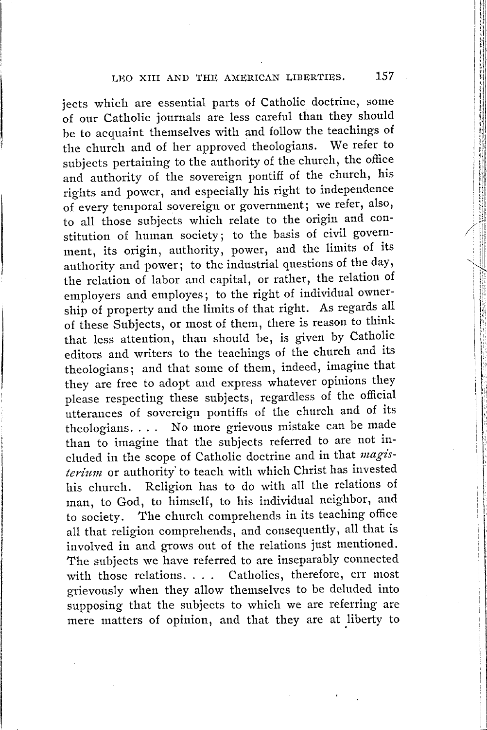jects which are essential parts of Catholic doctrine, some of our Catholic journals are less careful than they should be to acquaint themselves with and follow the teachings of the church and of her approved theologians. We refer to subjects pertaining to the authority of the church, the office and authority of the sovereign pontiff of the church, his rights and power, and especially his right to independence of every temporal sovereign or government; we refer, also, to all those subjects which relate to the origin and constitution of human society; to the basis of civil government, its origin, authority, power, and the limits of its authority and power; to the industrial questions of the day, the relation of labor and capital, or rather, the relation of employers and employes; to the right of individual ownership of property and the limits of that right. As regards all of these Subjects, or most of them, there is reason to think that less attention, than should be, is given by Catholic editors and writers to the teachings of the church and its theologians; and that some of them, indeed, imagine that they are free to adopt and express whatever opinions they please respecting these subjects, regardless of the official utterances of sovereign pontiffs of the church and of its theologians. . . . No more grievous mistake can be made than to imagine that the subjects referred to are not included in the scope of Catholic doctrine and in that *magisterium* or authority to teach with which Christ has invested his church. Religion has to do with all the relations of man, to God, to himself, to his individual neighbor, and to society. The church comprehends in its teaching office all that religion comprehends, and consequently, all that is involved in and grows out of the relations just mentioned. The subjects we have referred to are inseparably connected with those relations. . . . Catholics, therefore, err most grievously when they allow themselves to be deluded into supposing that the subjects to which we are referring are mere matters of opinion, and that they are at liberty to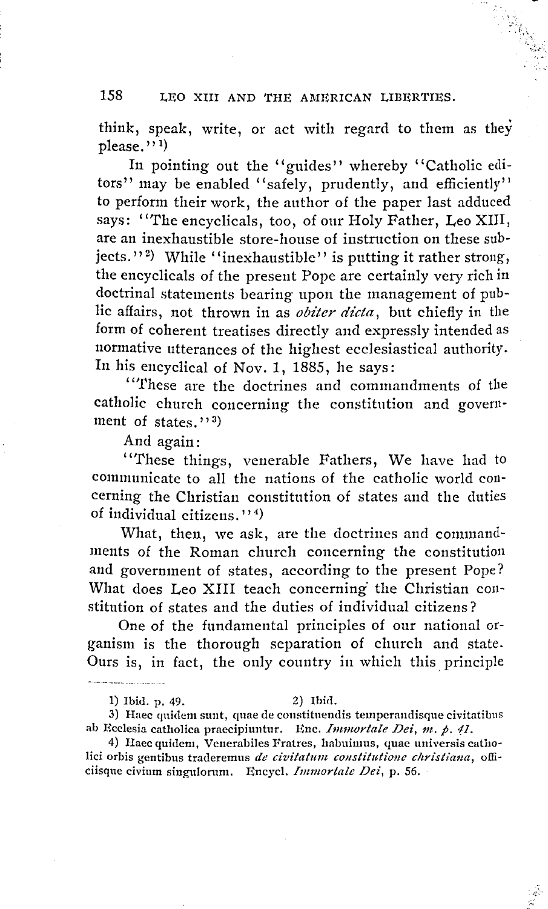think, speak, write, or act with regard to them as they please."[1])

In pointing out the "guides" whereby "Catholic editors" may be enabled "safely, prudently, and efficiently" to perform their work, the author of the paper last adduced says: "The encyclicals, too, of our Holy Father, Leo XIII, are an inexhaustible store-house of instruction on these subjects."[2]) While "inexhaustible" is putting it rather strong, the encyclicals of the present Pope are certainly very rich in doctrinal statements bearing upon the management of public affairs, not thrown in as *obiter dicta*, but chiefly in the form of coherent treatises directly and expressly intended as normative utterances of the highest ecclesiastical authority. In his encyclical of Nov. 1, 1885, he says:

"These are the doctrines and commandments of the catholic church concerning the constitution and government of states."[3])

And again:

"These things, venerable Fathers, We have had to communicate to all the nations of the catholic world concerning the Christian constitution of states and the duties of individual citizens."[4])

What, then, we ask, are the doctrines and commandments of the Roman church concerning the constitution and government of states, according to the present Pope? What does Leo XIII teach concerning the Christian constitution of states and the duties of individual citizens?

One of the fundamental principles of our national organism is the thorough separation of church and state. Ours is, in fact, the only country in which this principle

---

1) Ibid. p. 49. 2) Ibid.

3) Haec quidem sunt, quae de constituendis temperandisque civitatibus ab Ecclesia catholica praecipiuntur. Enc. *Immortale Dei*, *m. p. 41.*

4) Haec quidem, Venerabiles Fratres, habuimus, quae universis catholici orbis gentibus traderemus *de civitatum constitutione christiana*, officiisque civium singulorum. Encycl. *Immortale Dei*, p. 56.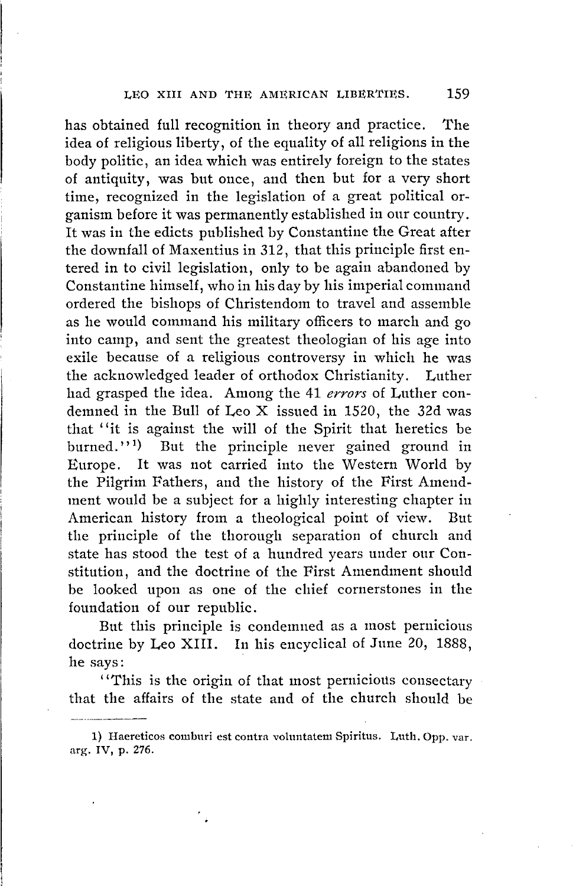has obtained full recognition in theory and practice. The idea of religious liberty, of the equality of all religions in the body politic, an idea which was entirely foreign to the states of antiquity, was but once, and then but for a very short time, recognized in the legislation of a great political organism before it was permanently established in our country. It was in the edicts published by Constantine the Great after the downfall of Maxentius in 312, that this principle first entered in to civil legislation, only to be again abandoned by Constantine himself, who in his day by his imperial command ordered the bishops of Christendom to travel and assemble as he would command his military officers to march and go into camp, and sent the greatest theologian of his age into exile because of a religious controversy in which he was the acknowledged leader of orthodox Christianity. Luther had grasped the idea. Among the 41 *errors* of Luther condemned in the Bull of Leo X issued in 1520, the 32d was that "it is against the will of the Spirit that heretics be burned."[1] But the principle never gained ground in Europe. It was not carried into the Western World by the Pilgrim Fathers, and the history of the First Amendment would be a subject for a highly interesting chapter in American history from a theological point of view. But the principle of the thorough separation of church and state has stood the test of a hundred years under our Constitution, and the doctrine of the First Amendment should be looked upon as one of the chief cornerstones in the foundation of our republic.

But this principle is condemned as a most pernicious doctrine by Leo XIII. In his encyclical of June 20, 1888, he says:

"This is the origin of that most pernicious consectary that the affairs of the state and of the church should be

---

1) Haereticos comburi est contra voluntatem Spiritus. Luth. Opp. var. arg. IV, p. 276.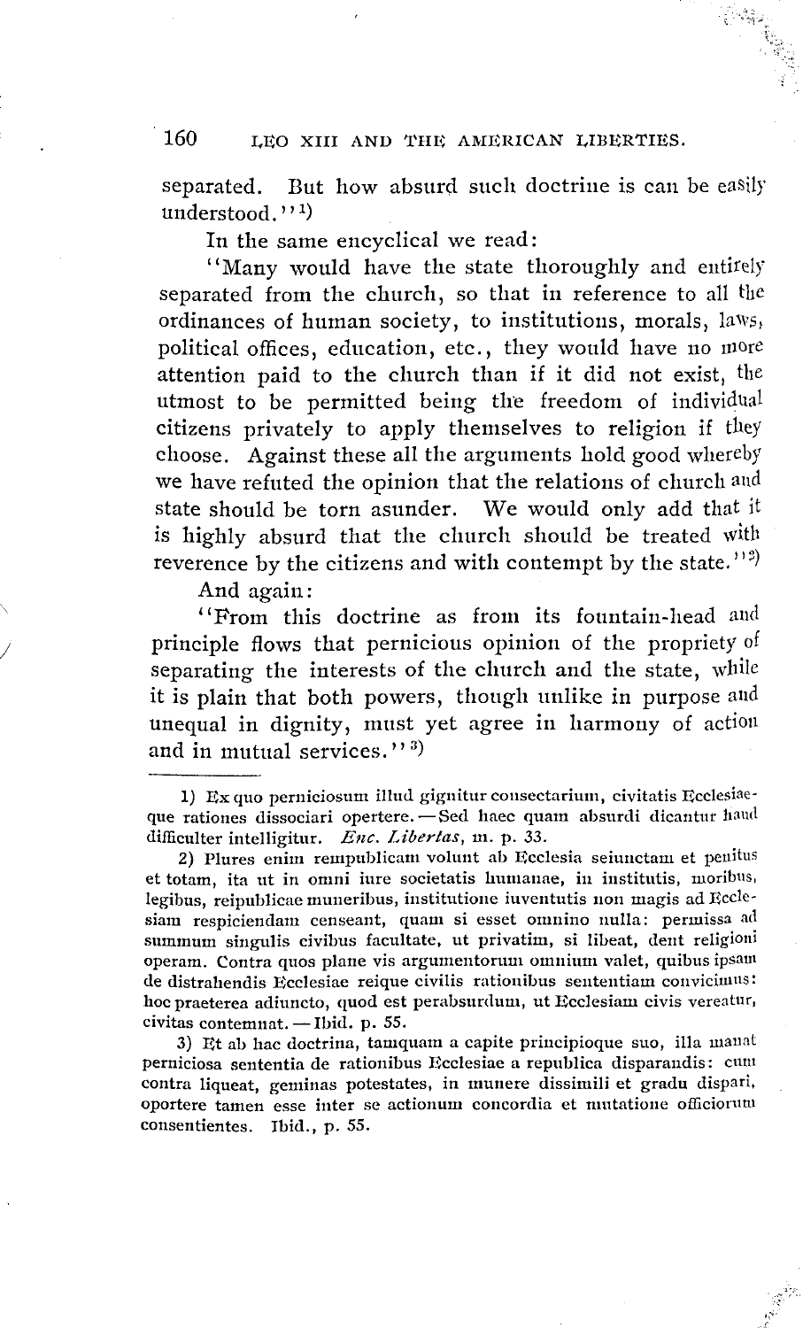separated. But how absurd such doctrine is can be easily understood."[1])

In the same encyclical we read:

"Many would have the state thoroughly and entirely separated from the church, so that in reference to all the ordinances of human society, to institutions, morals, laws, political offices, education, etc., they would have no more attention paid to the church than if it did not exist, the utmost to be permitted being the freedom of individual citizens privately to apply themselves to religion if they choose. Against these all the arguments hold good whereby we have refuted the opinion that the relations of church and state should be torn asunder. We would only add that it is highly absurd that the church should be treated with reverence by the citizens and with contempt by the state."[2])

And again:

"From this doctrine as from its fountain-head and principle flows that pernicious opinion of the propriety of separating the interests of the church and the state, while it is plain that both powers, though unlike in purpose and unequal in dignity, must yet agree in harmony of action and in mutual services."[3])

---

1) Ex quo perniciosum illud gignitur consectarium, civitatis Ecclesiaeque rationes dissociari opertere. —Sed haec quam absurdi dicantur haud difficulter intelligitur. *Enc. Libertas*, m. p. 33.

2) Plures enim rempublicam volunt ab Ecclesia seiunctam et penitus et totam, ita ut in omni iure societatis humanae, in institutis, moribus, legibus, reipublicae muneribus, institutione iuventutis non magis ad Ecclesiam respiciendam censeant, quam si esset omnino nulla: permissa ad summum singulis civibus facultate, ut privatim, si libeat, dent religioni operam. Contra quos plane vis argumentorum omnium valet, quibus ipsam de distrahendis Ecclesiae reique civilis rationibus sententiam convicimus: hoc praeterea adiuncto, quod est perabsurdum, ut Ecclesiam civis vereatur, civitas contemnat. —Ibid. p. 55.

3) Et ab hac doctrina, tamquam a capite principioque suo, illa manat perniciosa sententia de rationibus Ecclesiae a republica disparandis: cum contra liqueat, geminas potestates, in munere dissimili et gradu dispari, oportere tamen esse inter se actionum concordia et mutatione officiorum consentientes. Ibid., p. 55.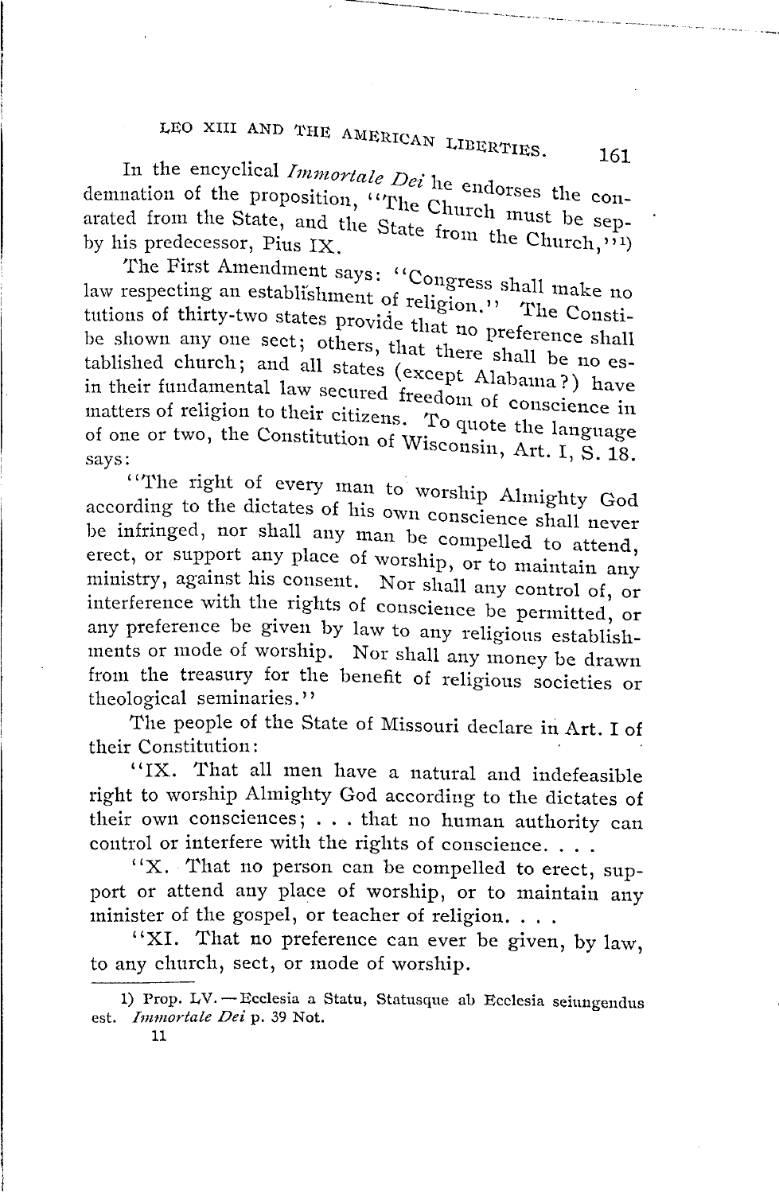In the encyclical *Immortale Dei* he endorses the condemnation of the proposition, "The Church must be separated from the State, and the State from the Church,"[1]) by his predecessor, Pius IX.

The First Amendment says: "Congress shall make no law respecting an establishment of religion." The Constitutions of thirty-two states provide that no preference shall be shown any one sect; others, that there shall be no established church; and all states (except Alabama?) have in their fundamental law secured freedom of conscience in matters of religion to their citizens. To quote the language of one or two, the Constitution of Wisconsin, Art. I, S. 18. says:

"The right of every man to worship Almighty God according to the dictates of his own conscience shall never be infringed, nor shall any man be compelled to attend, erect, or support any place of worship, or to maintain any ministry, against his consent. Nor shall any control of, or interference with the rights of conscience be permitted, or any preference be given by law to any religious establishments or mode of worship. Nor shall any money be drawn from the treasury for the benefit of religious societies or theological seminaries."

The people of the State of Missouri declare in Art. I of their Constitution:

"IX. That all men have a natural and indefeasible right to worship Almighty God according to the dictates of their own consciences; . . . that no human authority can control or interfere with the rights of conscience. . . .

"X. That no person can be compelled to erect, support or attend any place of worship, or to maintain any minister of the gospel, or teacher of religion. . . .

"XI. That no preference can ever be given, by law, to any church, sect, or mode of worship.

---

1) Prop. LV.—Ecclesia a Statu, Statusque ab Ecclesia seiungendus est. *Immortale Dei* p. 39 Not.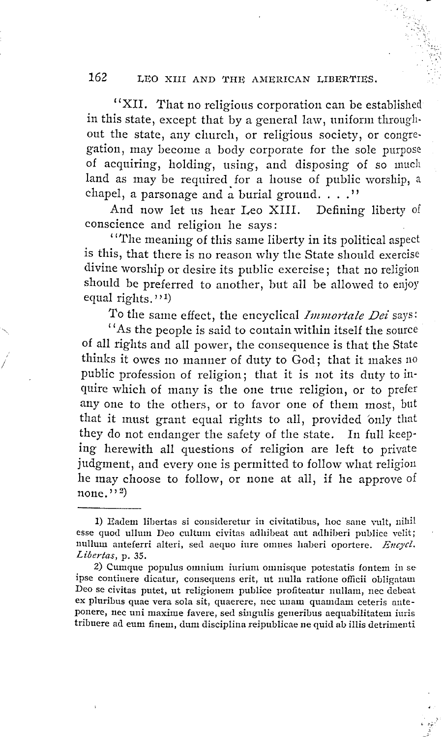"XII. That no religious corporation can be established in this state, except that by a general law, uniform throughout the state, any church, or religious society, or congregation, may become a body corporate for the sole purpose of acquiring, holding, using, and disposing of so much land as may be required for a house of public worship, a chapel, a parsonage and a burial ground. . . ."

And now let us hear Leo XIII. Defining liberty of conscience and religion he says:

"The meaning of this same liberty in its political aspect is this, that there is no reason why the State should exercise divine worship or desire its public exercise; that no religion should be preferred to another, but all be allowed to enjoy equal rights."[1)]

To the same effect, the encyclical *Immortale Dei* says:

"As the people is said to contain within itself the source of all rights and all power, the consequence is that the State thinks it owes no manner of duty to God; that it makes no public profession of religion; that it is not its duty to inquire which of many is the one true religion, or to prefer any one to the others, or to favor one of them most, but that it must grant equal rights to all, provided only that they do not endanger the safety of the state. In full keeping herewith all questions of religion are left to private judgment, and every one is permitted to follow what religion he may choose to follow, or none at all, if he approve of none."[2)]

---

1) Eadem libertas si consideretur in civitatibus, hoc sane vult, nihil esse quod ullum Deo cultum civitas adhibeat aut adhiberi publice velit; nullum anteferri alteri, sed aequo iure omnes haberi oportere. *Encycl. Libertas*, p. 35.

2) Cumque populus omnium iurium omnisque potestatis fontem in se ipse continere dicatur, consequens erit, ut nulla ratione officii obligatam Deo se civitas putet, ut religionem publice profiteatur nullam, nec debeat ex pluribus quae vera sola sit, quaerere, nec unam quamdam ceteris anteponere, nec uni maxime favere, sed singulis generibus aequabilitatem iuris tribuere ad eum finem, dum disciplina reipublicae ne quid ab illis detrimenti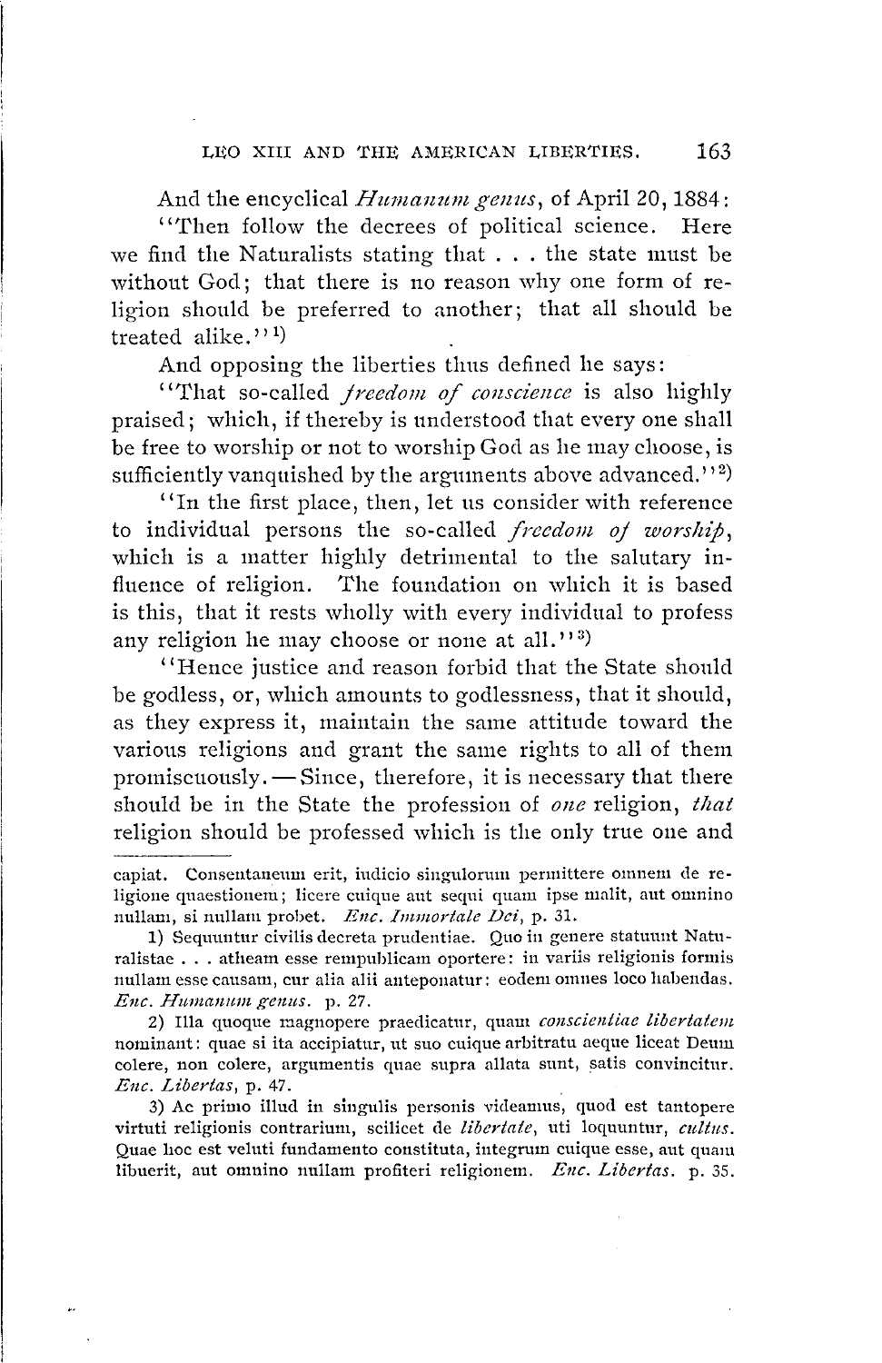And the encyclical *Humanum genus*, of April 20, 1884:

"Then follow the decrees of political science. Here we find the Naturalists stating that . . . the state must be without God; that there is no reason why one form of religion should be preferred to another; that all should be treated alike."[1])

And opposing the liberties thus defined he says:

"That so-called *freedom of conscience* is also highly praised; which, if thereby is understood that every one shall be free to worship or not to worship God as he may choose, is sufficiently vanquished by the arguments above advanced."[2])

"In the first place, then, let us consider with reference to individual persons the so-called *freedom of worship*, which is a matter highly detrimental to the salutary influence of religion. The foundation on which it is based is this, that it rests wholly with every individual to profess any religion he may choose or none at all."[3])

"Hence justice and reason forbid that the State should be godless, or, which amounts to godlessness, that it should, as they express it, maintain the same attitude toward the various religions and grant the same rights to all of them promiscuously. — Since, therefore, it is necessary that there should be in the State the profession of *one* religion, *that* religion should be professed which is the only true one and

---

capiat. Consentaneum erit, iudicio singulorum permittere omnem de religione quaestionem; licere cuique aut sequi quam ipse malit, aut omnino nullam, si nullam probet. *Enc. Immortale Dei*, p. 31.

1) Sequuntur civilis decreta prudentiae. Quo in genere statuunt Naturalistae . . . atheam esse rempublicam oportere: in variis religionis formis nullam esse causam, cur alia alii anteponatur: eodem omnes loco habendas. *Enc. Humanum genus*. p. 27.

2) Illa quoque magnopere praedicatur, quam *conscientiae libertatem* nominant: quae si ita accipiatur, ut suo cuique arbitratu aeque liceat Deum colere, non colere, argumentis quae supra allata sunt, satis convincitur. *Enc. Libertas*, p. 47.

3) Ac primo illud in singulis personis videamus, quod est tantopere virtuti religionis contrarium, scilicet de *libertate*, uti loquuntur, *cultus*. Quae hoc est veluti fundamento constituta, integrum cuique esse, aut quam libuerit, aut omnino nullam profiteri religionem. *Enc. Libertas*. p. 35.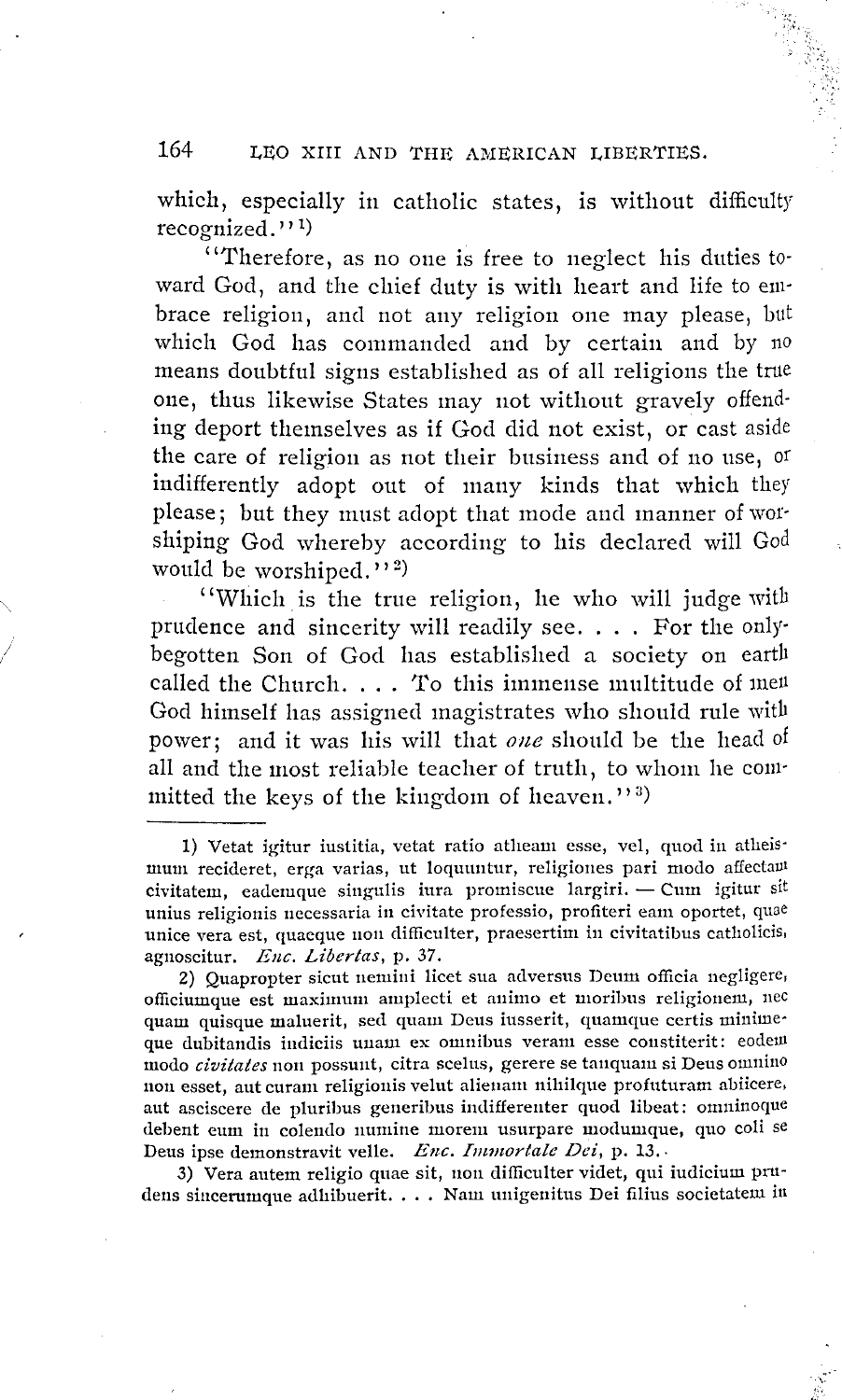which, especially in catholic states, is without difficulty recognized."[1])

"Therefore, as no one is free to neglect his duties toward God, and the chief duty is with heart and life to embrace religion, and not any religion one may please, but which God has commanded and by certain and by no means doubtful signs established as of all religions the true one, thus likewise States may not without gravely offending deport themselves as if God did not exist, or cast aside the care of religion as not their business and of no use, or indifferently adopt out of many kinds that which they please; but they must adopt that mode and manner of worshiping God whereby according to his declared will God would be worshiped."[2])

"Which is the true religion, he who will judge with prudence and sincerity will readily see. . . . For the only-begotten Son of God has established a society on earth called the Church. . . . To this immense multitude of men God himself has assigned magistrates who should rule with power; and it was his will that *one* should be the head of all and the most reliable teacher of truth, to whom he committed the keys of the kingdom of heaven."[3])

---

1) Vetat igitur iustitia, vetat ratio atheam esse, vel, quod in atheismum recideret, erga varias, ut loquuntur, religiones pari modo affectam civitatem, eademque singulis iura promiscue largiri. — Cum igitur sit unius religionis necessaria in civitate professio, profiteri eam oportet, quae unice vera est, quaeque non difficulter, praesertim in civitatibus catholicis, agnoscitur. *Enc. Libertas*, p. 37.

2) Quapropter sicut nemini licet sua adversus Deum officia negligere, officiumque est maximum amplecti et animo et moribus religionem, nec quam quisque maluerit, sed quam Deus iusserit, quamque certis minimeque dubitandis indiciis unam ex omnibus veram esse constiterit: eodem modo *civitates* non possunt, citra scelus, gerere se tanquam si Deus omnino non esset, aut curam religionis velut alienam nihilque profuturam abiicere, aut asciscere de pluribus generibus indifferenter quod libeat: omninoque debent eum in colendo numine morem usurpare modumque, quo coli se Deus ipse demonstravit velle. *Enc. Immortale Dei*, p. 13.

3) Vera autem religio quae sit, non difficulter videt, qui iudicium prudens sincerumque adhibuerit. . . . Nam unigenitus Dei filius societatem in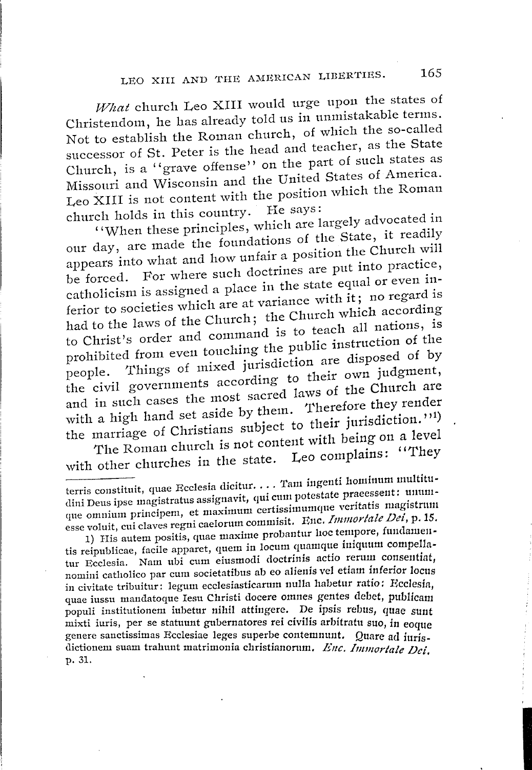*What* church Leo XIII would urge upon the states of Christendom, he has already told us in unmistakable terms. Not to establish the Roman church, of which the so-called successor of St. Peter is the head and teacher, as the State Church, is a "grave offense" on the part of such states as Missouri and Wisconsin and the United States of America. Leo XIII is not content with the position which the Roman church holds in this country. He says:

"When these principles, which are largely advocated in our day, are made the foundations of the State, it readily appears into what and how unfair a position the Church will be forced. For where such doctrines are put into practice, catholicism is assigned a place in the state equal or even inferior to societies which are at variance with it; no regard is had to the laws of the Church; the Church which according to Christ's order and command is to teach all nations, is prohibited from even touching the public instruction of the people. Things of mixed jurisdiction are disposed of by the civil governments according to their own judgment, and in such cases the most sacred laws of the Church are with a high hand set aside by them. Therefore they render the marriage of Christians subject to their jurisdiction."[1]

The Roman church is not content with being on a level with other churches in the state. Leo complains: "They

---

terris constituit, quae Ecclesia dicitur. . . . Tam ingenti hominum multitudini Deus ipse magistratus assignavit, qui cum potestate praeessent: unumque omnium principem, et maximum certissimumque veritatis magistrum esse voluit, cui claves regni caelorum commisit. Enc. *Immortale Dei*, p. 15.

1) His autem positis, quae maxime probantur hoc tempore, fundamentis reipublicae, facile apparet, quem in locum quamque iniquum compellatur Ecclesia. Nam ubi cum eiusmodi doctrinis actio rerum consentiat, nomini catholico par cum societatibus ab eo alienis vel etiam inferior locus in civitate tribuitur: legum ecclesiasticarum nulla habetur ratio: Ecclesia, quae iussu mandatoque Iesu Christi docere omnes gentes debet, publicam populi institutionem iubetur nihil attingere. De ipsis rebus, quae sunt mixti iuris, per se statuunt gubernatores rei civilis arbitratu suo, in eoque genere sanctissimas Ecclesiae leges superbe contemnunt. Quare ad iurisdictionem suam trahunt matrimonia christianorum. *Enc. Immortale Dei*, p. 31.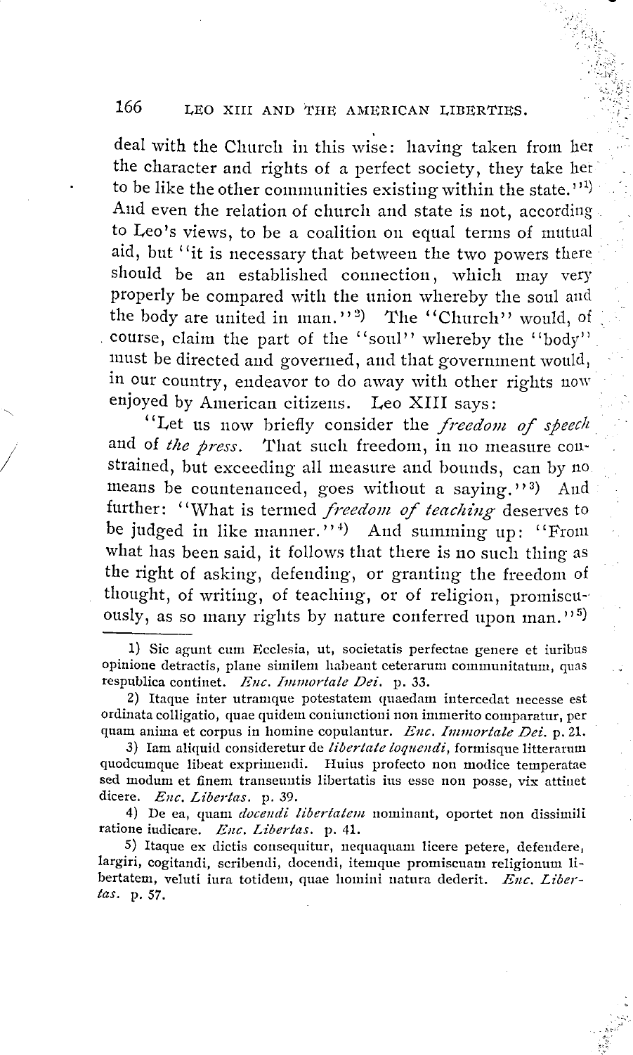deal with the Church in this wise: having taken from her the character and rights of a perfect society, they take her to be like the other communities existing within the state."[1] And even the relation of church and state is not, according to Leo's views, to be a coalition on equal terms of mutual aid, but "it is necessary that between the two powers there should be an established connection, which may very properly be compared with the union whereby the soul and the body are united in man."[2] The "Church" would, of course, claim the part of the "soul" whereby the "body" must be directed and governed, and that government would, in our country, endeavor to do away with other rights now enjoyed by American citizens. Leo XIII says:

"Let us now briefly consider the *freedom of speech* and of *the press*. That such freedom, in no measure constrained, but exceeding all measure and bounds, can by no means be countenanced, goes without a saying."[3] And further: "What is termed *freedom of teaching* deserves to be judged in like manner."[4] And summing up: "From what has been said, it follows that there is no such thing as the right of asking, defending, or granting the freedom of thought, of writing, of teaching, or of religion, promiscuously, as so many rights by nature conferred upon man."[5]

---

1) Sic agunt cum Ecclesia, ut, societatis perfectae genere et iuribus opinione detractis, plane similem habeant ceterarum communitatum, quas respublica continet. *Enc. Immortale Dei.* p. 33.

2) Itaque inter utramque potestatem quaedam intercedat necesse est ordinata colligatio, quae quidem coniunctioni non immerito comparatur, per quam anima et corpus in homine copulantur. *Enc. Immortale Dei.* p. 21.

3) Iam aliquid consideretur de *libertate loquendi*, formisque litterarum quodcumque libeat exprimendi. Huius profecto non modice temperatae sed modum et finem transeuntis libertatis ius esse non posse, vix attinet dicere. *Enc. Libertas.* p. 39.

4) De ea, quam *docendi libertatem* nominant, oportet non dissimili ratione iudicare. *Enc. Libertas.* p. 41.

5) Itaque ex dictis consequitur, nequaquam licere petere, defendere, largiri, cogitandi, scribendi, docendi, itemque promiscuam religionum libertatem, veluti iura totidem, quae homini natura dederit. *Enc. Libertas.* p. 57.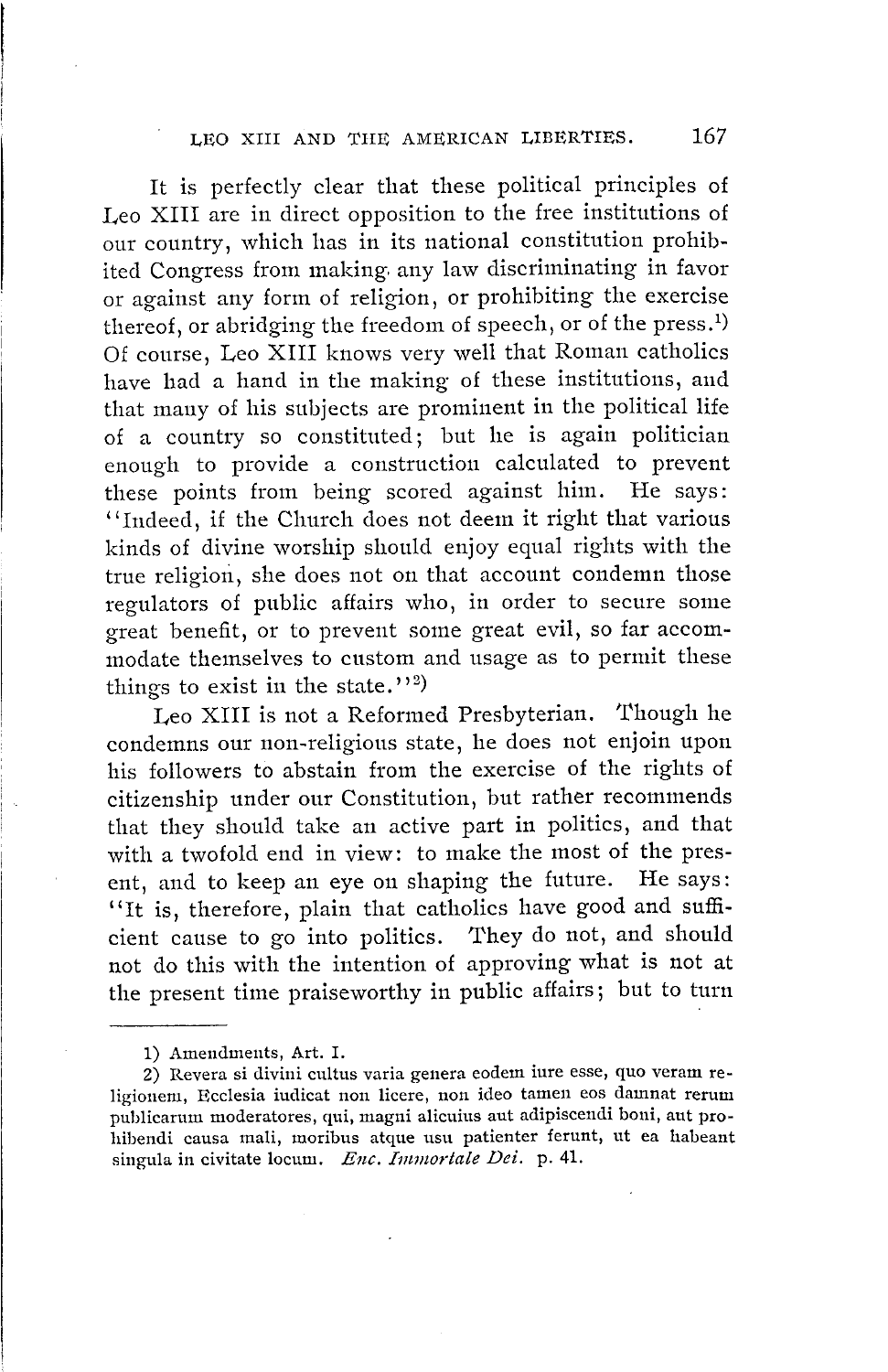It is perfectly clear that these political principles of Leo XIII are in direct opposition to the free institutions of our country, which has in its national constitution prohibited Congress from making any law discriminating in favor or against any form of religion, or prohibiting the exercise thereof, or abridging the freedom of speech, or of the press.[1] Of course, Leo XIII knows very well that Roman catholics have had a hand in the making of these institutions, and that many of his subjects are prominent in the political life of a country so constituted; but he is again politician enough to provide a construction calculated to prevent these points from being scored against him. He says: "Indeed, if the Church does not deem it right that various kinds of divine worship should enjoy equal rights with the true religion, she does not on that account condemn those regulators of public affairs who, in order to secure some great benefit, or to prevent some great evil, so far accommodate themselves to custom and usage as to permit these things to exist in the state."[2]

Leo XIII is not a Reformed Presbyterian. Though he condemns our non-religious state, he does not enjoin upon his followers to abstain from the exercise of the rights of citizenship under our Constitution, but rather recommends that they should take an active part in politics, and that with a twofold end in view: to make the most of the present, and to keep an eye on shaping the future. He says: "It is, therefore, plain that catholics have good and sufficient cause to go into politics. They do not, and should not do this with the intention of approving what is not at the present time praiseworthy in public affairs; but to turn

---

1) Amendments, Art. I.

2) Revera si divini cultus varia genera eodem iure esse, quo veram religionem, Ecclesia iudicat non licere, non ideo tamen eos damnat rerum publicarum moderatores, qui, magni alicuius aut adipiscendi boni, aut prohibendi causa mali, moribus atque usu patienter ferunt, ut ea habeant singula in civitate locum. *Enc. Immortale Dei.* p. 41.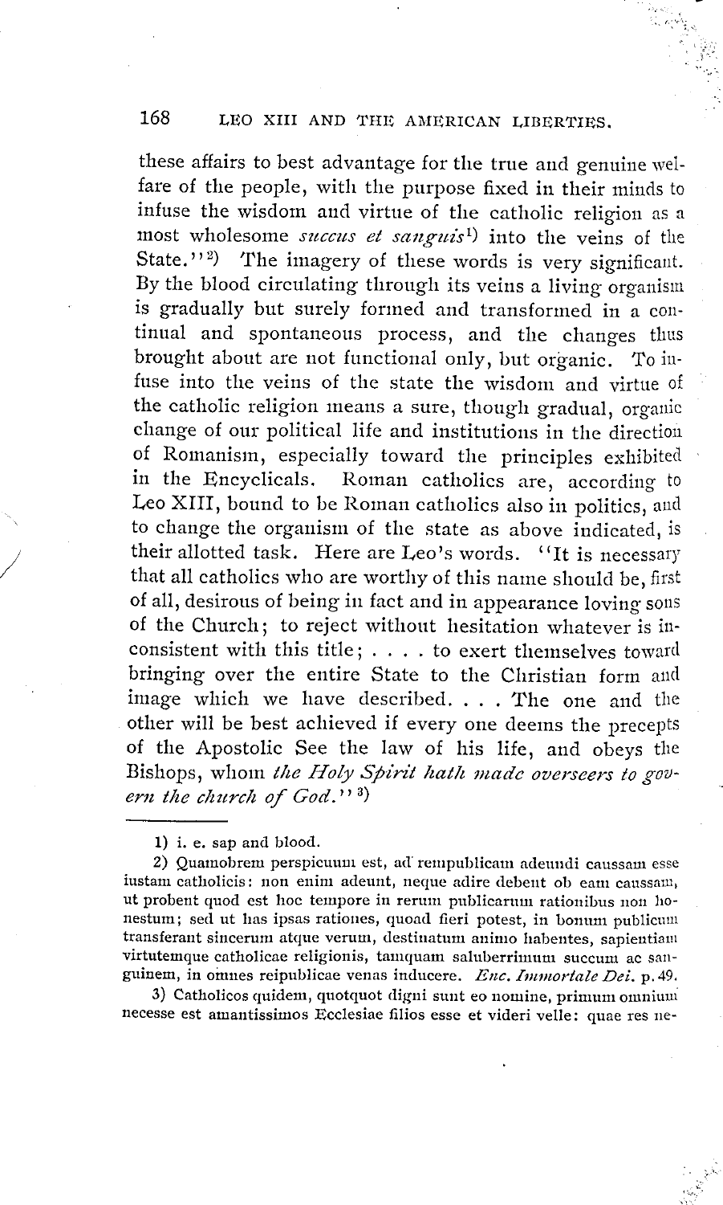these affairs to best advantage for the true and genuine welfare of the people, with the purpose fixed in their minds to infuse the wisdom and virtue of the catholic religion as a most wholesome *succus et sanguis*[1]) into the veins of the State."[2]) The imagery of these words is very significant. By the blood circulating through its veins a living organism is gradually but surely formed and transformed in a continual and spontaneous process, and the changes thus brought about are not functional only, but organic. To infuse into the veins of the state the wisdom and virtue of the catholic religion means a sure, though gradual, organic change of our political life and institutions in the direction of Romanism, especially toward the principles exhibited in the Encyclicals. Roman catholics are, according to Leo XIII, bound to be Roman catholics also in politics, and to change the organism of the state as above indicated, is their allotted task. Here are Leo's words. "It is necessary that all catholics who are worthy of this name should be, first of all, desirous of being in fact and in appearance loving sons of the Church; to reject without hesitation whatever is inconsistent with this title; . . . . to exert themselves toward bringing over the entire State to the Christian form and image which we have described. . . . The one and the other will be best achieved if every one deems the precepts of the Apostolic See the law of his life, and obeys the Bishops, whom *the Holy Spirit hath made overseers to govern the church of God.*"[3])

---

1) i. e. sap and blood.

2) Quamobrem perspicuum est, ad rempublicam adeundi caussam esse iustam catholicis: non enim adeunt, neque adire debent ob eam caussam, ut probent quod est hoc tempore in rerum publicarum rationibus non honestum; sed ut has ipsas rationes, quoad fieri potest, in bonum publicum transferant sincerum atque verum, destinatum animo habentes, sapientiam virtutemque catholicae religionis, tamquam saluberrimum succum ac sanguinem, in omnes reipublicae venas inducere. *Enc. Immortale Dei.* p. 49.

3) Catholicos quidem, quotquot digni sunt eo nomine, primum omnium necesse est amantissimos Ecclesiae filios esse et videri velle: quae res ne-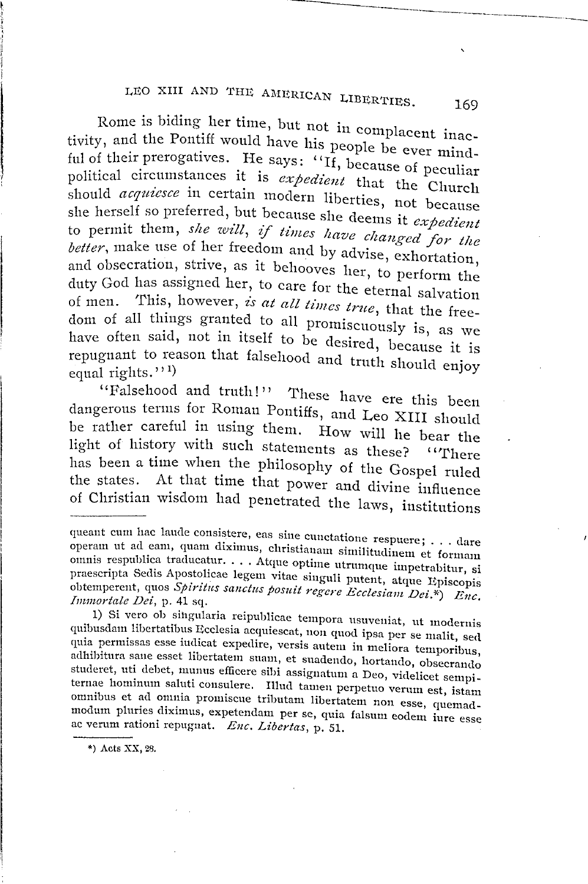Rome is biding her time, but not in complacent inactivity, and the Pontiff would have his people be ever mindful of their prerogatives. He says: "If, because of peculiar political circumstances it is *expedient* that the Church should *acquiesce* in certain modern liberties, not because she herself so preferred, but because she deems it *expedient* to permit them, *she will, if times have changed for the better*, make use of her freedom and by advise, exhortation, and obsecration, strive, as it behooves her, to perform the duty God has assigned her, to care for the eternal salvation of men. This, however, *is at all times true*, that the freedom of all things granted to all promiscuously is, as we have often said, not in itself to be desired, because it is repugnant to reason that falsehood and truth should enjoy equal rights."[1])

"Falsehood and truth!" These have ere this been dangerous terms for Roman Pontiffs, and Leo XIII should be rather careful in using them. How will he bear the light of history with such statements as these? "There has been a time when the philosophy of the Gospel ruled the states. At that time that power and divine influence of Christian wisdom had penetrated the laws, institutions

---

queant cum hac laude consistere, eas sine cunctatione respuere; . . . dare operam ut ad eam, quam diximus, christianam similitudinem et formam omnis respublica traducatur. . . . Atque optime utrumque impetrabitur, si praescripta Sedis Apostolicae legem vitae singuli putent, atque Episcopis obtemperent, quos *Spiritus sanctus posuit regere Ecclesiam Dei.*\*) *Enc. Immortale Dei*, p. 41 sq.

1) Si vero ob singularia reipublicae tempora usuveniat, ut modernis quibusdam libertatibus Ecclesia acquiescat, non quod ipsa per se malit, sed quia permissas esse iudicat expedire, versis autem in meliora temporibus, adhibitura sane esset libertatem suam, et suadendo, hortando, obsecrando studeret, uti debet, munus efficere sibi assignatum a Deo, videlicet sempiternae hominum saluti consulere. Illud tamen perpetuo verum est, istam omnibus et ad omnia promiscue tributam libertatem non esse, quemadmodum pluries diximus, expetendam per se, quia falsum eodem iure esse ac verum rationi repugnat. *Enc. Libertas*, p. 51.

---

\*) Acts XX, 28.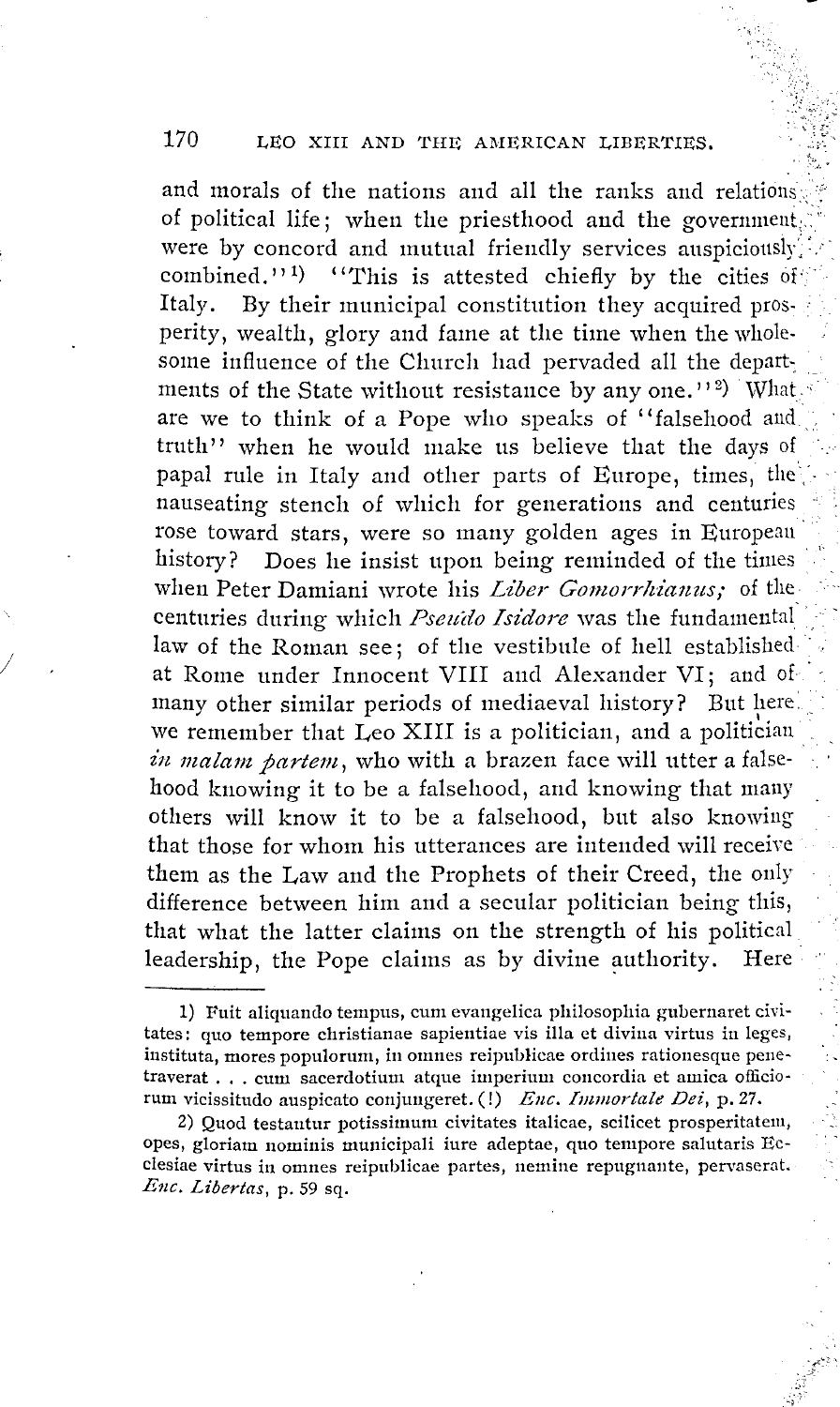and morals of the nations and all the ranks and relations of political life; when the priesthood and the government were by concord and mutual friendly services auspiciously combined."[1]) "This is attested chiefly by the cities of Italy. By their municipal constitution they acquired prosperity, wealth, glory and fame at the time when the wholesome influence of the Church had pervaded all the departments of the State without resistance by any one."[2]) What are we to think of a Pope who speaks of "falsehood and truth" when he would make us believe that the days of papal rule in Italy and other parts of Europe, times, the nauseating stench of which for generations and centuries rose toward stars, were so many golden ages in European history? Does he insist upon being reminded of the times when Peter Damiani wrote his *Liber Gomorrhianus;* of the centuries during which *Pseudo Isidore* was the fundamental law of the Roman see; of the vestibule of hell established at Rome under Innocent VIII and Alexander VI; and of many other similar periods of mediaeval history? But here we remember that Leo XIII is a politician, and a politician *in malam partem*, who with a brazen face will utter a falsehood knowing it to be a falsehood, and knowing that many others will know it to be a falsehood, but also knowing that those for whom his utterances are intended will receive them as the Law and the Prophets of their Creed, the only difference between him and a secular politician being this, that what the latter claims on the strength of his political leadership, the Pope claims as by divine authority. Here

---

1) Fuit aliquando tempus, cum evangelica philosophia gubernaret civitates: quo tempore christianae sapientiae vis illa et divina virtus in leges, instituta, mores populorum, in omnes reipublicae ordines rationesque penetraverat . . . cum sacerdotium atque imperium concordia et amica officiorum vicissitudo auspicato conjungeret. (!) *Enc. Immortale Dei*, p. 27.

2) Quod testantur potissimum civitates italicae, scilicet prosperitatem, opes, gloriam nominis municipali iure adeptae, quo tempore salutaris Ecclesiae virtus in omnes reipublicae partes, nemine repugnante, pervaserat. *Enc. Libertas*, p. 59 sq.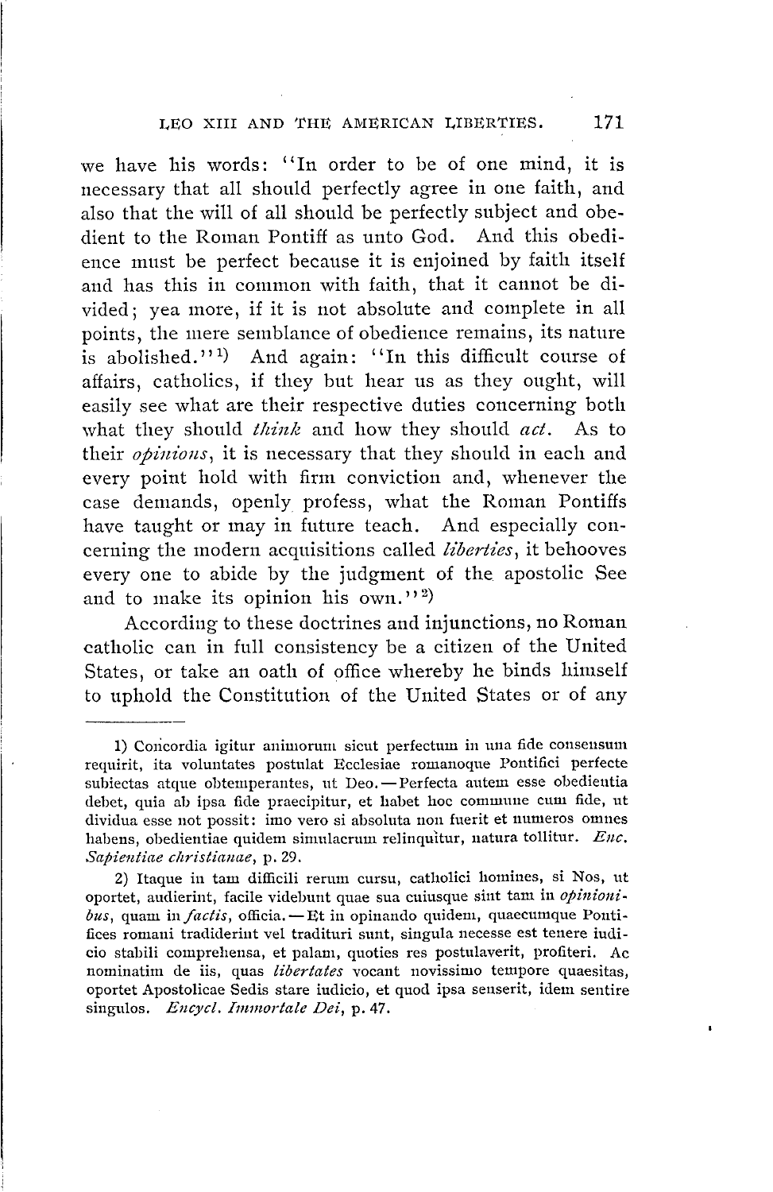we have his words: "In order to be of one mind, it is necessary that all should perfectly agree in one faith, and also that the will of all should be perfectly subject and obedient to the Roman Pontiff as unto God. And this obedience must be perfect because it is enjoined by faith itself and has this in common with faith, that it cannot be divided; yea more, if it is not absolute and complete in all points, the mere semblance of obedience remains, its nature is abolished."[1]) And again: "In this difficult course of affairs, catholics, if they but hear us as they ought, will easily see what are their respective duties concerning both what they should *think* and how they should *act*. As to their *opinions*, it is necessary that they should in each and every point hold with firm conviction and, whenever the case demands, openly profess, what the Roman Pontiffs have taught or may in future teach. And especially concerning the modern acquisitions called *liberties*, it behooves every one to abide by the judgment of the apostolic See and to make its opinion his own."[2])

According to these doctrines and injunctions, no Roman catholic can in full consistency be a citizen of the United States, or take an oath of office whereby he binds himself to uphold the Constitution of the United States or of any

---

1) Concordia igitur animorum sicut perfectum in una fide consensum requirit, ita voluntates postulat Ecclesiae romanoque Pontifici perfecte subiectas atque obtemperantes, ut Deo. — Perfecta autem esse obedientia debet, quia ab ipsa fide praecipitur, et habet hoc commune cum fide, ut dividua esse non possit: imo vero si absoluta non fuerit et numeros omnes habens, obedientiae quidem simulacrum relinquitur, natura tollitur. *Enc. Sapientiae christianae*, p. 29.

2) Itaque in tam difficili rerum cursu, catholici homines, si Nos, ut oportet, audierint, facile videbunt quae sua cuiusque sint tam in *opinionibus*, quam in *factis*, officia. — Et in opinando quidem, quaecumque Pontifices romani tradiderint vel tradituri sunt, singula necesse est tenere iudicio stabili comprehensa, et palam, quoties res postulaverit, profiteri. Ac nominatim de iis, quas *libertates* vocant novissimo tempore quaesitas, oportet Apostolicae Sedis stare iudicio, et quod ipsa senserit, idem sentire singulos. *Encycl. Immortale Dei*, p. 47.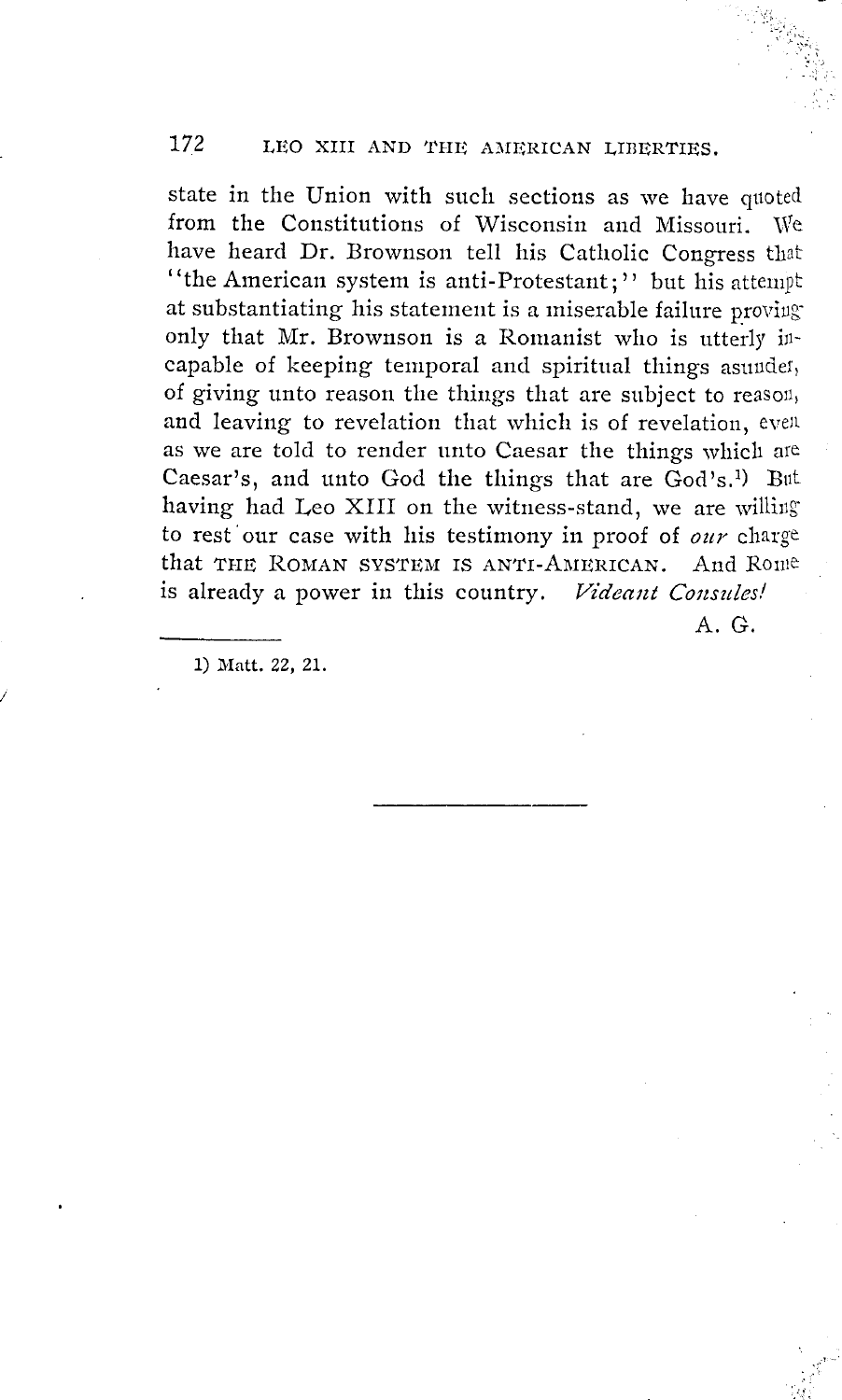state in the Union with such sections as we have quoted from the Constitutions of Wisconsin and Missouri. We have heard Dr. Brownson tell his Catholic Congress that "the American system is anti-Protestant;" but his attempt at substantiating his statement is a miserable failure proving only that Mr. Brownson is a Romanist who is utterly incapable of keeping temporal and spiritual things asunder, of giving unto reason the things that are subject to reason, and leaving to revelation that which is of revelation, even as we are told to render unto Caesar the things which are Caesar's, and unto God the things that are God's.[1]) But having had Leo XIII on the witness-stand, we are willing to rest our case with his testimony in proof of *our* charge that THE ROMAN SYSTEM IS ANTI-AMERICAN. And Rome is already a power in this country. *Videant Consules!*

A. G.

---

1) Matt. 22, 21.

---